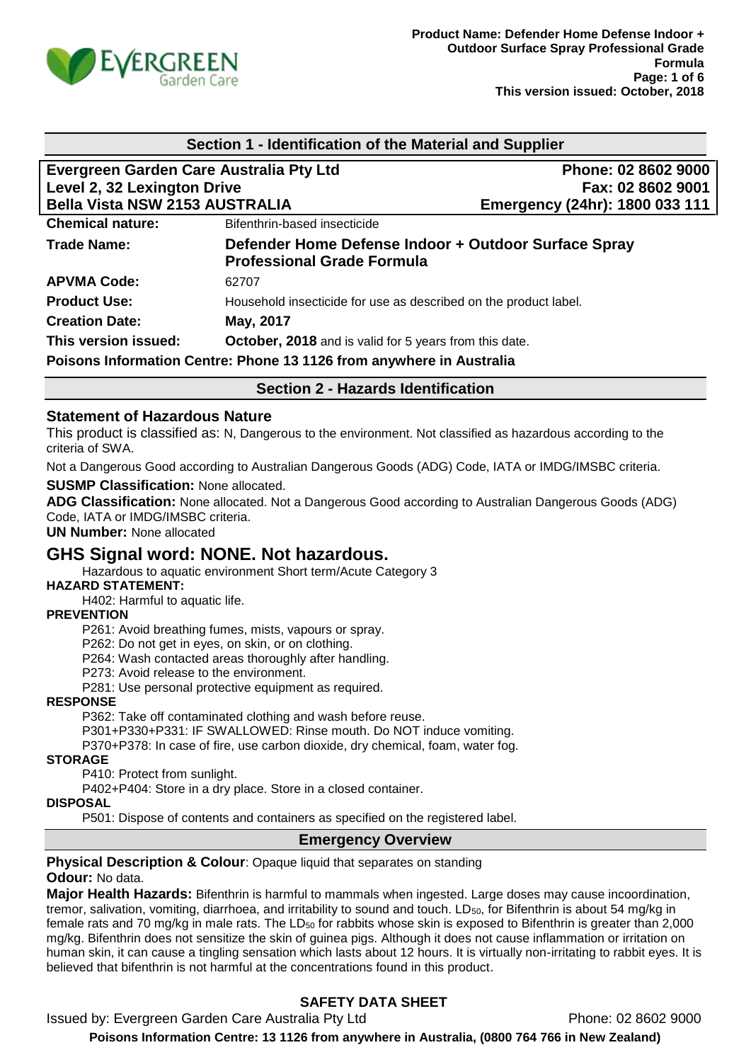## Section 1 - Identification of the Material and Supplier

**Evergreen Garden Care Australia Pty Ltd**
**Level 2, 32 Lexington Drive**
**Bella Vista NSW 2153 AUSTRALIA**

**Phone: 02 8602 9000**
**Fax: 02 8602 9001**
**Emergency (24hr): 1800 033 111**

| | |
|---|---|
| **Chemical nature:** | Bifenthrin-based insecticide |
| **Trade Name:** | **Defender Home Defense Indoor + Outdoor Surface Spray Professional Grade Formula** |
| **APVMA Code:** | 62707 |
| **Product Use:** | Household insecticide for use as described on the product label. |
| **Creation Date:** | **May, 2017** |
| **This version issued:** | **October, 2018** and is valid for 5 years from this date. |

**Poisons Information Centre: Phone 13 1126 from anywhere in Australia**

## Section 2 - Hazards Identification

### Statement of Hazardous Nature

This product is classified as: N, Dangerous to the environment. Not classified as hazardous according to the criteria of SWA.

Not a Dangerous Good according to Australian Dangerous Goods (ADG) Code, IATA or IMDG/IMSBC criteria.

**SUSMP Classification:** None allocated.

**ADG Classification:** None allocated. Not a Dangerous Good according to Australian Dangerous Goods (ADG) Code, IATA or IMDG/IMSBC criteria.

**UN Number:** None allocated

## GHS Signal word: NONE. Not hazardous.

Hazardous to aquatic environment Short term/Acute Category 3

**HAZARD STATEMENT:**

H402: Harmful to aquatic life.

**PREVENTION**

P261: Avoid breathing fumes, mists, vapours or spray.
P262: Do not get in eyes, on skin, or on clothing.
P264: Wash contacted areas thoroughly after handling.
P273: Avoid release to the environment.
P281: Use personal protective equipment as required.

**RESPONSE**

P362: Take off contaminated clothing and wash before reuse.
P301+P330+P331: IF SWALLOWED: Rinse mouth. Do NOT induce vomiting.
P370+P378: In case of fire, use carbon dioxide, dry chemical, foam, water fog.

**STORAGE**

P410: Protect from sunlight.
P402+P404: Store in a dry place. Store in a closed container.

**DISPOSAL**

P501: Dispose of contents and containers as specified on the registered label.

## Emergency Overview

**Physical Description & Colour**: Opaque liquid that separates on standing

**Odour:** No data.

**Major Health Hazards:** Bifenthrin is harmful to mammals when ingested. Large doses may cause incoordination, tremor, salivation, vomiting, diarrhoea, and irritability to sound and touch. $LD_{50}$, for Bifenthrin is about 54 mg/kg in female rats and 70 mg/kg in male rats. The $LD_{50}$ for rabbits whose skin is exposed to Bifenthrin is greater than 2,000 mg/kg. Bifenthrin does not sensitize the skin of guinea pigs. Although it does not cause inflammation or irritation on human skin, it can cause a tingling sensation which lasts about 12 hours. It is virtually non-irritating to rabbit eyes. It is believed that bifenthrin is not harmful at the concentrations found in this product.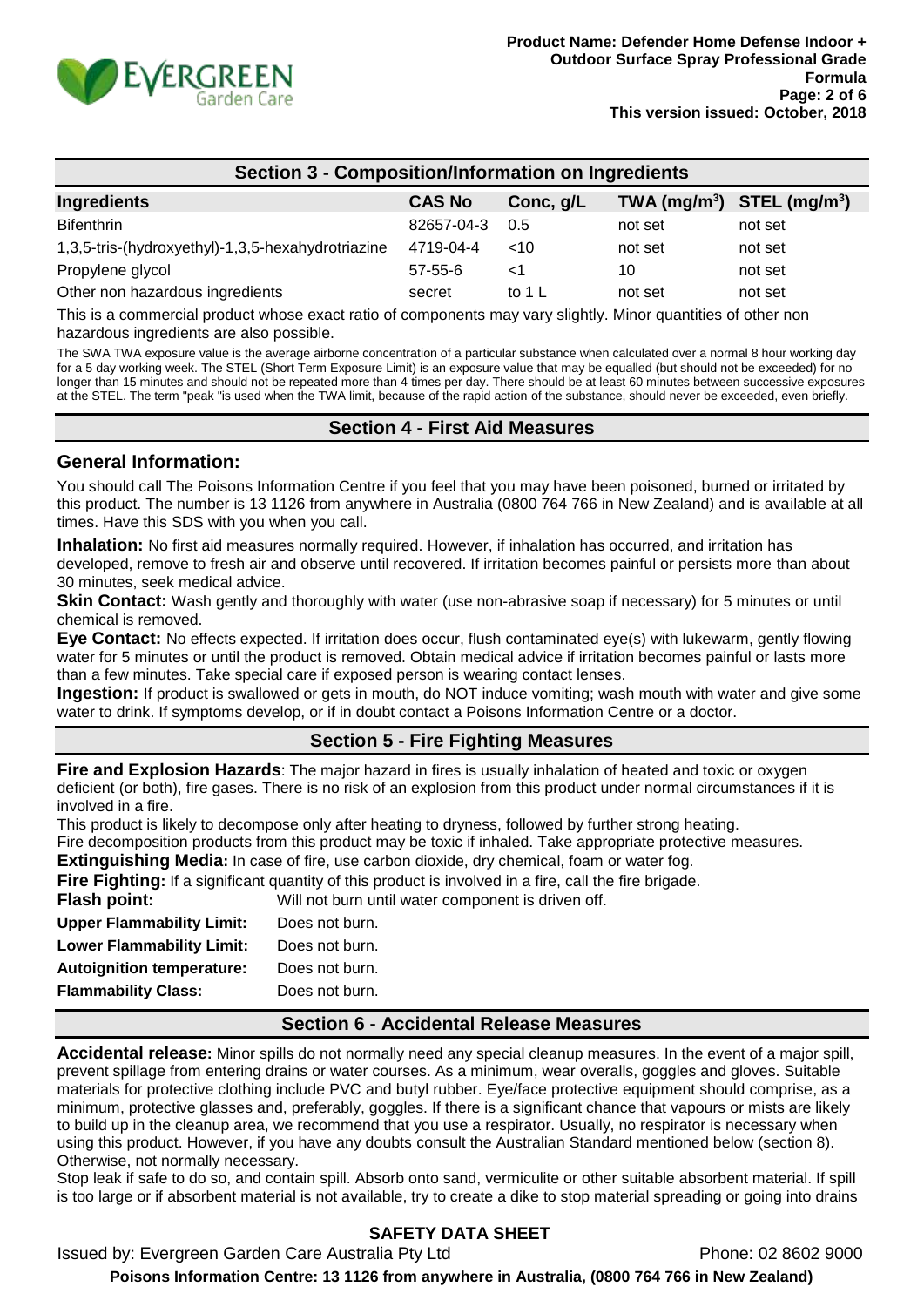## Section 3 - Composition/Information on Ingredients

| Ingredients | CAS No | Conc, g/L | TWA ($mg/m^3$) | STEL ($mg/m^3$) |
|---|---|---|---|---|
| Bifenthrin | 82657-04-3 | 0.5 | not set | not set |
| 1,3,5-tris-(hydroxyethyl)-1,3,5-hexahydrotriazine | 4719-04-4 | <10 | not set | not set |
| Propylene glycol | 57-55-6 | <1 | 10 | not set |
| Other non hazardous ingredients | secret | to 1 L | not set | not set |

This is a commercial product whose exact ratio of components may vary slightly. Minor quantities of other non hazardous ingredients are also possible.

The SWA TWA exposure value is the average airborne concentration of a particular substance when calculated over a normal 8 hour working day for a 5 day working week. The STEL (Short Term Exposure Limit) is an exposure value that may be equalled (but should not be exceeded) for no longer than 15 minutes and should not be repeated more than 4 times per day. There should be at least 60 minutes between successive exposures at the STEL. The term "peak "is used when the TWA limit, because of the rapid action of the substance, should never be exceeded, even briefly.

## Section 4 - First Aid Measures

### General Information:

You should call The Poisons Information Centre if you feel that you may have been poisoned, burned or irritated by this product. The number is 13 1126 from anywhere in Australia (0800 764 766 in New Zealand) and is available at all times. Have this SDS with you when you call.

**Inhalation:** No first aid measures normally required. However, if inhalation has occurred, and irritation has developed, remove to fresh air and observe until recovered. If irritation becomes painful or persists more than about 30 minutes, seek medical advice.

**Skin Contact:** Wash gently and thoroughly with water (use non-abrasive soap if necessary) for 5 minutes or until chemical is removed.

**Eye Contact:** No effects expected. If irritation does occur, flush contaminated eye(s) with lukewarm, gently flowing water for 5 minutes or until the product is removed. Obtain medical advice if irritation becomes painful or lasts more than a few minutes. Take special care if exposed person is wearing contact lenses.

**Ingestion:** If product is swallowed or gets in mouth, do NOT induce vomiting; wash mouth with water and give some water to drink. If symptoms develop, or if in doubt contact a Poisons Information Centre or a doctor.

## Section 5 - Fire Fighting Measures

**Fire and Explosion Hazards**: The major hazard in fires is usually inhalation of heated and toxic or oxygen deficient (or both), fire gases. There is no risk of an explosion from this product under normal circumstances if it is involved in a fire.

This product is likely to decompose only after heating to dryness, followed by further strong heating.

Fire decomposition products from this product may be toxic if inhaled. Take appropriate protective measures.

**Extinguishing Media:** In case of fire, use carbon dioxide, dry chemical, foam or water fog.

**Fire Fighting:** If a significant quantity of this product is involved in a fire, call the fire brigade.

| | |
|---|---|
| **Flash point:** | Will not burn until water component is driven off. |
| **Upper Flammability Limit:** | Does not burn. |
| **Lower Flammability Limit:** | Does not burn. |
| **Autoignition temperature:** | Does not burn. |
| **Flammability Class:** | Does not burn. |

## Section 6 - Accidental Release Measures

**Accidental release:** Minor spills do not normally need any special cleanup measures. In the event of a major spill, prevent spillage from entering drains or water courses. As a minimum, wear overalls, goggles and gloves. Suitable materials for protective clothing include PVC and butyl rubber. Eye/face protective equipment should comprise, as a minimum, protective glasses and, preferably, goggles. If there is a significant chance that vapours or mists are likely to build up in the cleanup area, we recommend that you use a respirator. Usually, no respirator is necessary when using this product. However, if you have any doubts consult the Australian Standard mentioned below (section 8). Otherwise, not normally necessary.

Stop leak if safe to do so, and contain spill. Absorb onto sand, vermiculite or other suitable absorbent material. If spill is too large or if absorbent material is not available, try to create a dike to stop material spreading or going into drains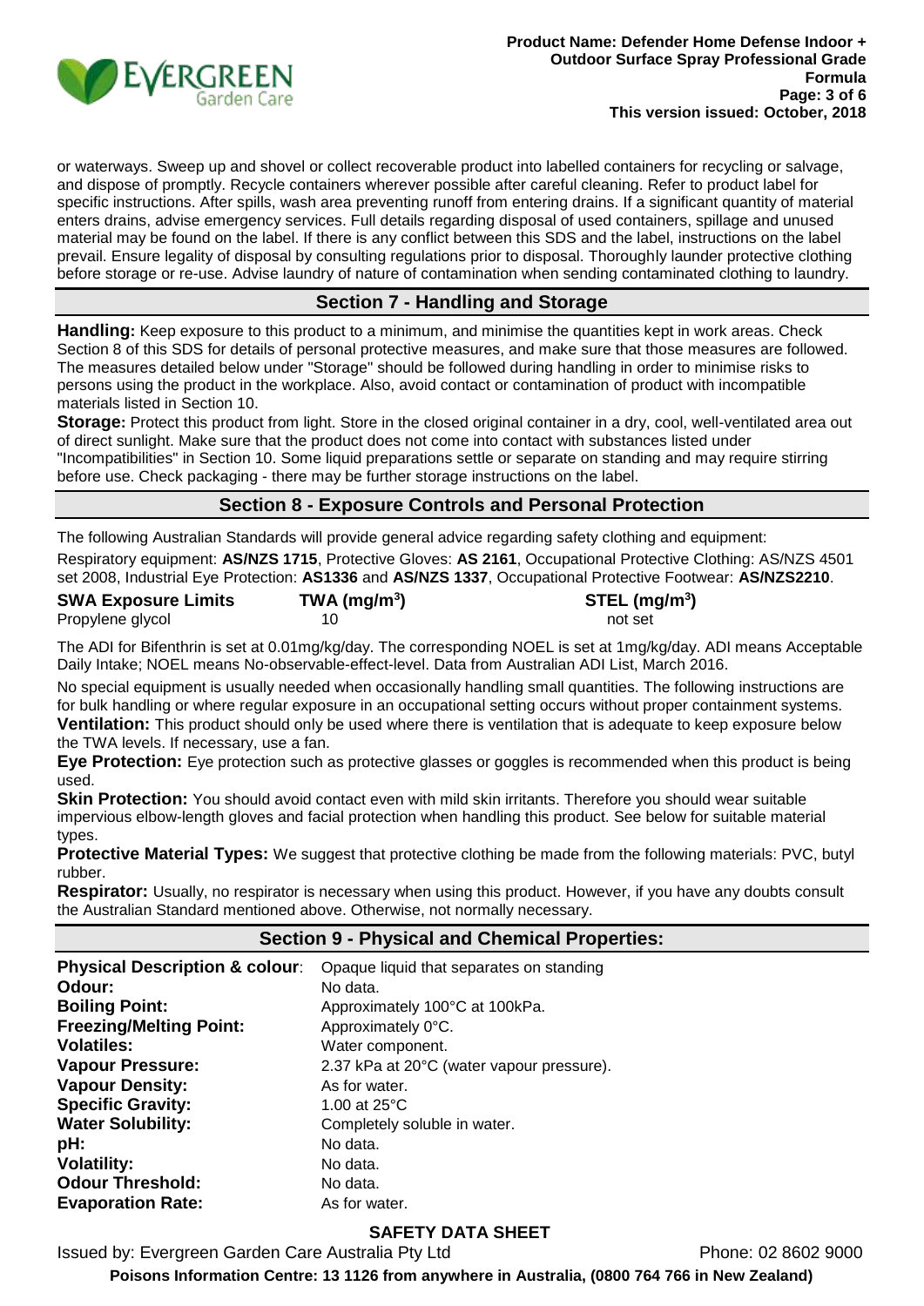or waterways. Sweep up and shovel or collect recoverable product into labelled containers for recycling or salvage, and dispose of promptly. Recycle containers wherever possible after careful cleaning. Refer to product label for specific instructions. After spills, wash area preventing runoff from entering drains. If a significant quantity of material enters drains, advise emergency services. Full details regarding disposal of used containers, spillage and unused material may be found on the label. If there is any conflict between this SDS and the label, instructions on the label prevail. Ensure legality of disposal by consulting regulations prior to disposal. Thoroughly launder protective clothing before storage or re-use. Advise laundry of nature of contamination when sending contaminated clothing to laundry.

## Section 7 - Handling and Storage

**Handling:** Keep exposure to this product to a minimum, and minimise the quantities kept in work areas. Check Section 8 of this SDS for details of personal protective measures, and make sure that those measures are followed. The measures detailed below under "Storage" should be followed during handling in order to minimise risks to persons using the product in the workplace. Also, avoid contact or contamination of product with incompatible materials listed in Section 10.

**Storage:** Protect this product from light. Store in the closed original container in a dry, cool, well-ventilated area out of direct sunlight. Make sure that the product does not come into contact with substances listed under "Incompatibilities" in Section 10. Some liquid preparations settle or separate on standing and may require stirring before use. Check packaging - there may be further storage instructions on the label.

## Section 8 - Exposure Controls and Personal Protection

The following Australian Standards will provide general advice regarding safety clothing and equipment:

Respiratory equipment: **AS/NZS 1715**, Protective Gloves: **AS 2161**, Occupational Protective Clothing: AS/NZS 4501 set 2008, Industrial Eye Protection: **AS1336** and **AS/NZS 1337**, Occupational Protective Footwear: **AS/NZS2210**.

| SWA Exposure Limits | TWA ($mg/m^3$) | STEL ($mg/m^3$) |
|---|---|---|
| Propylene glycol | 10 | not set |

The ADI for Bifenthrin is set at 0.01mg/kg/day. The corresponding NOEL is set at 1mg/kg/day. ADI means Acceptable Daily Intake; NOEL means No-observable-effect-level. Data from Australian ADI List, March 2016.

No special equipment is usually needed when occasionally handling small quantities. The following instructions are for bulk handling or where regular exposure in an occupational setting occurs without proper containment systems.

**Ventilation:** This product should only be used where there is ventilation that is adequate to keep exposure below the TWA levels. If necessary, use a fan.

**Eye Protection:** Eye protection such as protective glasses or goggles is recommended when this product is being used.

**Skin Protection:** You should avoid contact even with mild skin irritants. Therefore you should wear suitable impervious elbow-length gloves and facial protection when handling this product. See below for suitable material types.

**Protective Material Types:** We suggest that protective clothing be made from the following materials: PVC, butyl rubber.

**Respirator:** Usually, no respirator is necessary when using this product. However, if you have any doubts consult the Australian Standard mentioned above. Otherwise, not normally necessary.

## Section 9 - Physical and Chemical Properties:

| | |
|---|---|
| **Physical Description & colour**: | Opaque liquid that separates on standing |
| **Odour:** | No data. |
| **Boiling Point:** | Approximately 100°C at 100kPa. |
| **Freezing/Melting Point:** | Approximately 0°C. |
| **Volatiles:** | Water component. |
| **Vapour Pressure:** | 2.37 kPa at 20°C (water vapour pressure). |
| **Vapour Density:** | As for water. |
| **Specific Gravity:** | 1.00 at 25°C |
| **Water Solubility:** | Completely soluble in water. |
| **pH:** | No data. |
| **Volatility:** | No data. |
| **Odour Threshold:** | No data. |
| **Evaporation Rate:** | As for water. |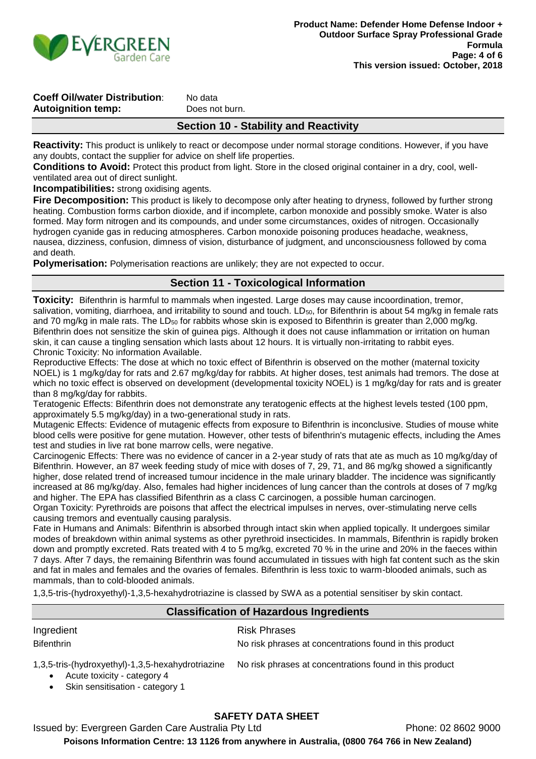**Coeff Oil/water Distribution**: No data
**Autoignition temp:** Does not burn.

## Section 10 - Stability and Reactivity

**Reactivity:** This product is unlikely to react or decompose under normal storage conditions. However, if you have any doubts, contact the supplier for advice on shelf life properties.

**Conditions to Avoid:** Protect this product from light. Store in the closed original container in a dry, cool, well-ventilated area out of direct sunlight.

**Incompatibilities:** strong oxidising agents.

**Fire Decomposition:** This product is likely to decompose only after heating to dryness, followed by further strong heating. Combustion forms carbon dioxide, and if incomplete, carbon monoxide and possibly smoke. Water is also formed. May form nitrogen and its compounds, and under some circumstances, oxides of nitrogen. Occasionally hydrogen cyanide gas in reducing atmospheres. Carbon monoxide poisoning produces headache, weakness, nausea, dizziness, confusion, dimness of vision, disturbance of judgment, and unconsciousness followed by coma and death.

**Polymerisation:** Polymerisation reactions are unlikely; they are not expected to occur.

## Section 11 - Toxicological Information

**Toxicity:** Bifenthrin is harmful to mammals when ingested. Large doses may cause incoordination, tremor, salivation, vomiting, diarrhoea, and irritability to sound and touch. $LD_{50}$, for Bifenthrin is about 54 mg/kg in female rats and 70 mg/kg in male rats. The $LD_{50}$ for rabbits whose skin is exposed to Bifenthrin is greater than 2,000 mg/kg. Bifenthrin does not sensitize the skin of guinea pigs. Although it does not cause inflammation or irritation on human skin, it can cause a tingling sensation which lasts about 12 hours. It is virtually non-irritating to rabbit eyes.
Chronic Toxicity: No information Available.

Reproductive Effects: The dose at which no toxic effect of Bifenthrin is observed on the mother (maternal toxicity NOEL) is 1 mg/kg/day for rats and 2.67 mg/kg/day for rabbits. At higher doses, test animals had tremors. The dose at which no toxic effect is observed on development (developmental toxicity NOEL) is 1 mg/kg/day for rats and is greater than 8 mg/kg/day for rabbits.

Teratogenic Effects: Bifenthrin does not demonstrate any teratogenic effects at the highest levels tested (100 ppm, approximately 5.5 mg/kg/day) in a two-generational study in rats.

Mutagenic Effects: Evidence of mutagenic effects from exposure to Bifenthrin is inconclusive. Studies of mouse white blood cells were positive for gene mutation. However, other tests of bifenthrin's mutagenic effects, including the Ames test and studies in live rat bone marrow cells, were negative.

Carcinogenic Effects: There was no evidence of cancer in a 2-year study of rats that ate as much as 10 mg/kg/day of Bifenthrin. However, an 87 week feeding study of mice with doses of 7, 29, 71, and 86 mg/kg showed a significantly higher, dose related trend of increased tumour incidence in the male urinary bladder. The incidence was significantly increased at 86 mg/kg/day. Also, females had higher incidences of lung cancer than the controls at doses of 7 mg/kg and higher. The EPA has classified Bifenthrin as a class C carcinogen, a possible human carcinogen.

Organ Toxicity: Pyrethroids are poisons that affect the electrical impulses in nerves, over-stimulating nerve cells causing tremors and eventually causing paralysis.

Fate in Humans and Animals: Bifenthrin is absorbed through intact skin when applied topically. It undergoes similar modes of breakdown within animal systems as other pyrethroid insecticides. In mammals, Bifenthrin is rapidly broken down and promptly excreted. Rats treated with 4 to 5 mg/kg, excreted 70 % in the urine and 20% in the faeces within 7 days. After 7 days, the remaining Bifenthrin was found accumulated in tissues with high fat content such as the skin and fat in males and females and the ovaries of females. Bifenthrin is less toxic to warm-blooded animals, such as mammals, than to cold-blooded animals.

1,3,5-tris-(hydroxyethyl)-1,3,5-hexahydrotriazine is classed by SWA as a potential sensitiser by skin contact.

## Classification of Hazardous Ingredients

| Ingredient | Risk Phrases |
|---|---|
| Bifenthrin | No risk phrases at concentrations found in this product |
| 1,3,5-tris-(hydroxyethyl)-1,3,5-hexahydrotriazine<br>• Acute toxicity - category 4<br>• Skin sensitisation - category 1 | No risk phrases at concentrations found in this product |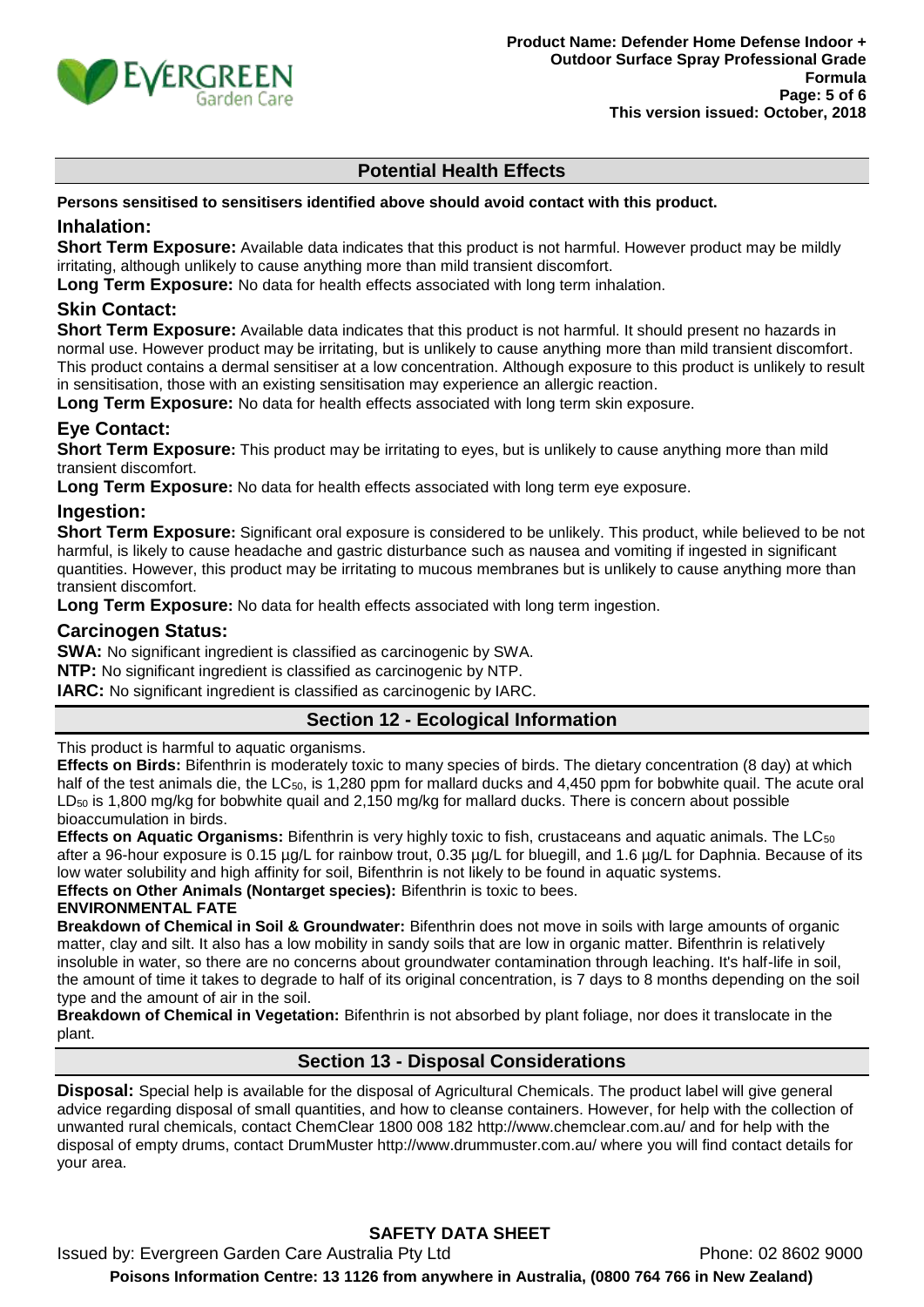## Potential Health Effects

**Persons sensitised to sensitisers identified above should avoid contact with this product.**

### Inhalation:

**Short Term Exposure:** Available data indicates that this product is not harmful. However product may be mildly irritating, although unlikely to cause anything more than mild transient discomfort.

**Long Term Exposure:** No data for health effects associated with long term inhalation.

### Skin Contact:

**Short Term Exposure:** Available data indicates that this product is not harmful. It should present no hazards in normal use. However product may be irritating, but is unlikely to cause anything more than mild transient discomfort. This product contains a dermal sensitiser at a low concentration. Although exposure to this product is unlikely to result in sensitisation, those with an existing sensitisation may experience an allergic reaction.

**Long Term Exposure:** No data for health effects associated with long term skin exposure.

### Eye Contact:

**Short Term Exposure:** This product may be irritating to eyes, but is unlikely to cause anything more than mild transient discomfort.

**Long Term Exposure:** No data for health effects associated with long term eye exposure.

### Ingestion:

**Short Term Exposure:** Significant oral exposure is considered to be unlikely. This product, while believed to be not harmful, is likely to cause headache and gastric disturbance such as nausea and vomiting if ingested in significant quantities. However, this product may be irritating to mucous membranes but is unlikely to cause anything more than transient discomfort.

**Long Term Exposure:** No data for health effects associated with long term ingestion.

### Carcinogen Status:

**SWA:** No significant ingredient is classified as carcinogenic by SWA.

**NTP:** No significant ingredient is classified as carcinogenic by NTP.

**IARC:** No significant ingredient is classified as carcinogenic by IARC.

## Section 12 - Ecological Information

This product is harmful to aquatic organisms.

**Effects on Birds:** Bifenthrin is moderately toxic to many species of birds. The dietary concentration (8 day) at which half of the test animals die, the $LC_{50}$, is 1,280 ppm for mallard ducks and 4,450 ppm for bobwhite quail. The acute oral $LD_{50}$ is 1,800 mg/kg for bobwhite quail and 2,150 mg/kg for mallard ducks. There is concern about possible bioaccumulation in birds.

**Effects on Aquatic Organisms:** Bifenthrin is very highly toxic to fish, crustaceans and aquatic animals. The $LC_{50}$ after a 96-hour exposure is 0.15 µg/L for rainbow trout, 0.35 µg/L for bluegill, and 1.6 µg/L for Daphnia. Because of its low water solubility and high affinity for soil, Bifenthrin is not likely to be found in aquatic systems.

**Effects on Other Animals (Nontarget species):** Bifenthrin is toxic to bees.

**ENVIRONMENTAL FATE**

**Breakdown of Chemical in Soil & Groundwater:** Bifenthrin does not move in soils with large amounts of organic matter, clay and silt. It also has a low mobility in sandy soils that are low in organic matter. Bifenthrin is relatively insoluble in water, so there are no concerns about groundwater contamination through leaching. It's half-life in soil, the amount of time it takes to degrade to half of its original concentration, is 7 days to 8 months depending on the soil type and the amount of air in the soil.

**Breakdown of Chemical in Vegetation:** Bifenthrin is not absorbed by plant foliage, nor does it translocate in the plant.

## Section 13 - Disposal Considerations

**Disposal:** Special help is available for the disposal of Agricultural Chemicals. The product label will give general advice regarding disposal of small quantities, and how to cleanse containers. However, for help with the collection of unwanted rural chemicals, contact ChemClear 1800 008 182 http://www.chemclear.com.au/ and for help with the disposal of empty drums, contact DrumMuster http://www.drummuster.com.au/ where you will find contact details for your area.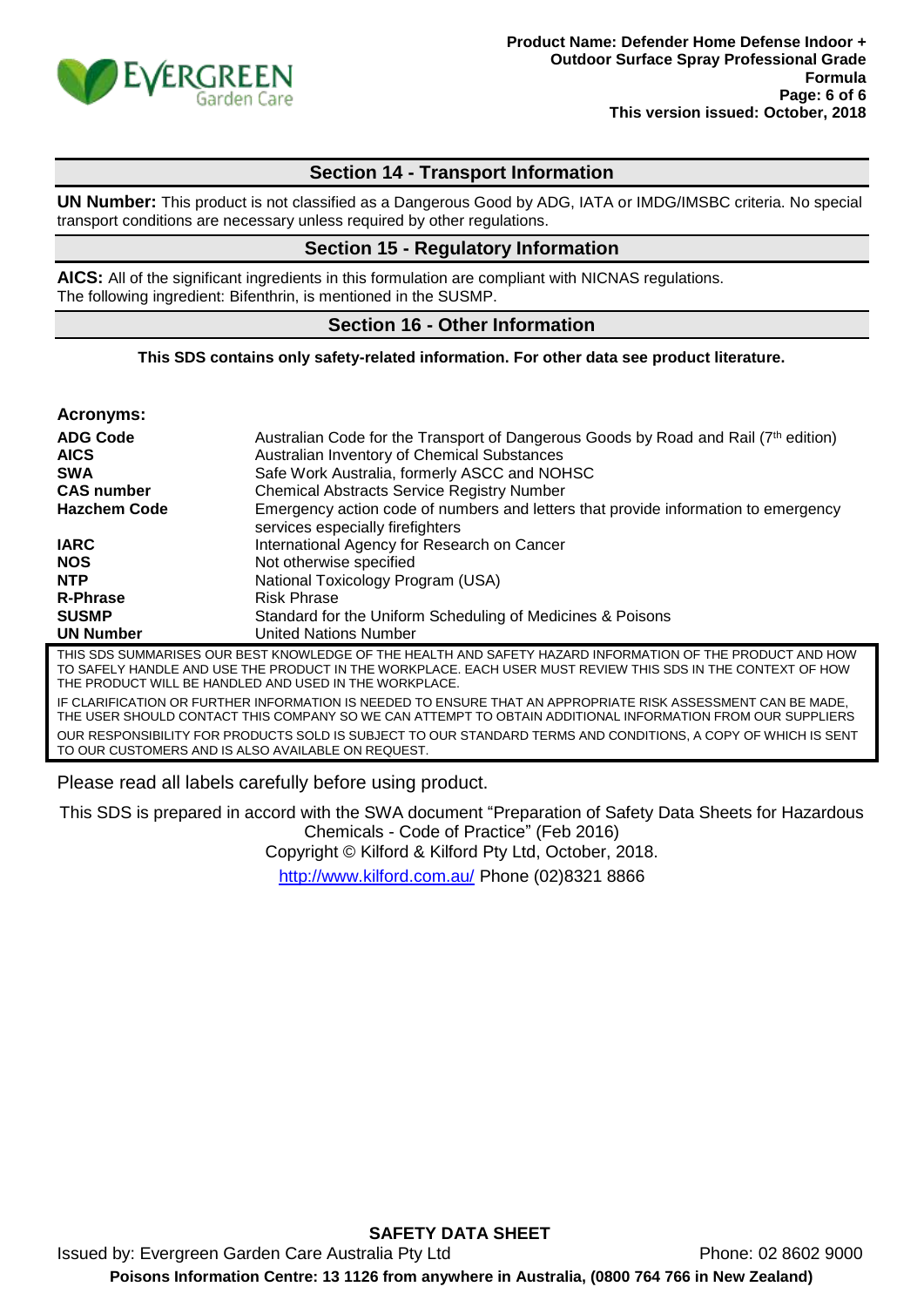## Section 14 - Transport Information

**UN Number:** This product is not classified as a Dangerous Good by ADG, IATA or IMDG/IMSBC criteria. No special transport conditions are necessary unless required by other regulations.

## Section 15 - Regulatory Information

**AICS:** All of the significant ingredients in this formulation are compliant with NICNAS regulations.
The following ingredient: Bifenthrin, is mentioned in the SUSMP.

## Section 16 - Other Information

**This SDS contains only safety-related information. For other data see product literature.**

**Acronyms:**

| | |
|---|---|
| **ADG Code** | Australian Code for the Transport of Dangerous Goods by Road and Rail (7th edition) |
| **AICS** | Australian Inventory of Chemical Substances |
| **SWA** | Safe Work Australia, formerly ASCC and NOHSC |
| **CAS number** | Chemical Abstracts Service Registry Number |
| **Hazchem Code** | Emergency action code of numbers and letters that provide information to emergency services especially firefighters |
| **IARC** | International Agency for Research on Cancer |
| **NOS** | Not otherwise specified |
| **NTP** | National Toxicology Program (USA) |
| **R-Phrase** | Risk Phrase |
| **SUSMP** | Standard for the Uniform Scheduling of Medicines & Poisons |
| **UN Number** | United Nations Number |

THIS SDS SUMMARISES OUR BEST KNOWLEDGE OF THE HEALTH AND SAFETY HAZARD INFORMATION OF THE PRODUCT AND HOW TO SAFELY HANDLE AND USE THE PRODUCT IN THE WORKPLACE. EACH USER MUST REVIEW THIS SDS IN THE CONTEXT OF HOW THE PRODUCT WILL BE HANDLED AND USED IN THE WORKPLACE.

IF CLARIFICATION OR FURTHER INFORMATION IS NEEDED TO ENSURE THAT AN APPROPRIATE RISK ASSESSMENT CAN BE MADE, THE USER SHOULD CONTACT THIS COMPANY SO WE CAN ATTEMPT TO OBTAIN ADDITIONAL INFORMATION FROM OUR SUPPLIERS

OUR RESPONSIBILITY FOR PRODUCTS SOLD IS SUBJECT TO OUR STANDARD TERMS AND CONDITIONS, A COPY OF WHICH IS SENT TO OUR CUSTOMERS AND IS ALSO AVAILABLE ON REQUEST.

Please read all labels carefully before using product.

This SDS is prepared in accord with the SWA document "Preparation of Safety Data Sheets for Hazardous Chemicals - Code of Practice" (Feb 2016)
Copyright © Kilford & Kilford Pty Ltd, October, 2018.
http://www.kilford.com.au/ Phone (02)8321 8866